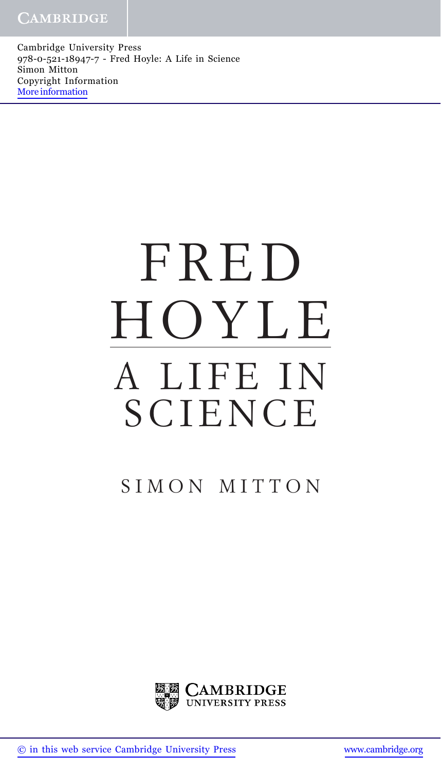Cambridge University Press
978-0-521-18947-7 - Fred Hoyle: A Life in Science
Simon Mitton
Copyright Information
More information

# FRED HOYLE

## A LIFE IN SCIENCE

SIMON MITTON

CAMBRIDGE UNIVERSITY PRESS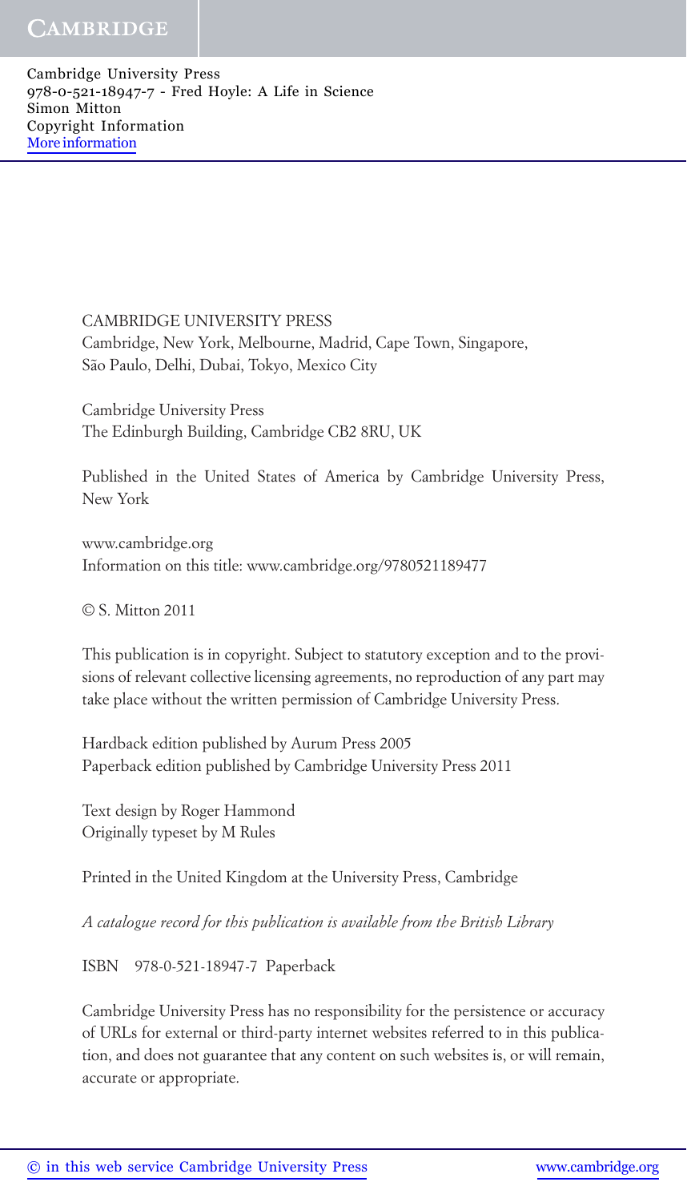CAMBRIDGE UNIVERSITY PRESS
Cambridge, New York, Melbourne, Madrid, Cape Town, Singapore,
São Paulo, Delhi, Dubai, Tokyo, Mexico City

Cambridge University Press
The Edinburgh Building, Cambridge CB2 8RU, UK

Published in the United States of America by Cambridge University Press, New York

www.cambridge.org
Information on this title: www.cambridge.org/9780521189477

© S. Mitton 2011

This publication is in copyright. Subject to statutory exception and to the provisions of relevant collective licensing agreements, no reproduction of any part may take place without the written permission of Cambridge University Press.

Hardback edition published by Aurum Press 2005
Paperback edition published by Cambridge University Press 2011

Text design by Roger Hammond
Originally typeset by M Rules

Printed in the United Kingdom at the University Press, Cambridge

*A catalogue record for this publication is available from the British Library*

ISBN 978-0-521-18947-7 Paperback

Cambridge University Press has no responsibility for the persistence or accuracy of URLs for external or third-party internet websites referred to in this publication, and does not guarantee that any content on such websites is, or will remain, accurate or appropriate.